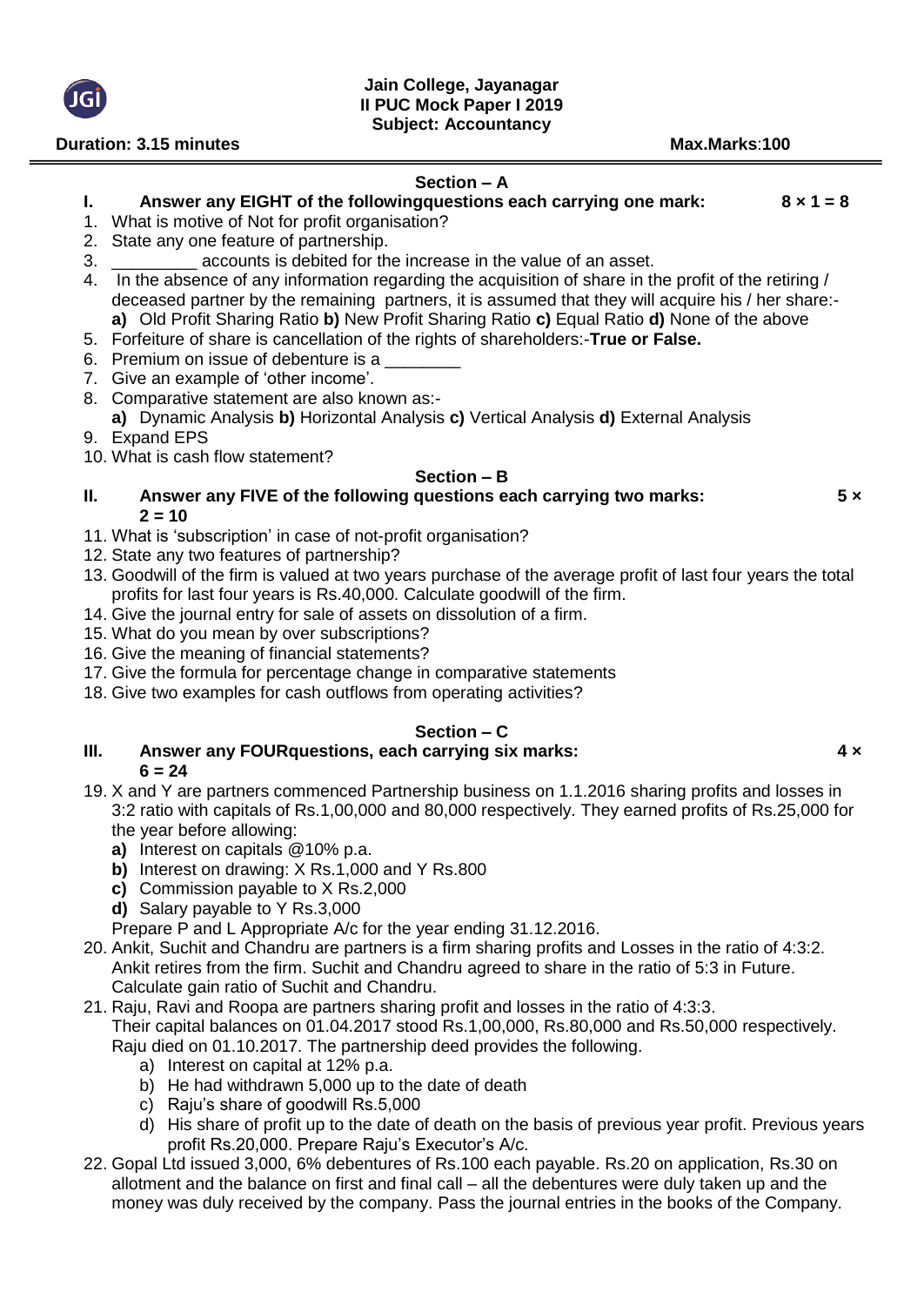**Jain College, Jayanagar**
**II PUC Mock Paper I 2019**
**Subject: Accountancy**

**Duration: 3.15 minutes** **Max.Marks:100**

## Section – A

**I. Answer any EIGHT of the followingquestions each carrying one mark: 8 × 1 = 8**

1. What is motive of Not for profit organisation?
2. State any one feature of partnership.
3. _________ accounts is debited for the increase in the value of an asset.
4. In the absence of any information regarding the acquisition of share in the profit of the retiring / deceased partner by the remaining partners, it is assumed that they will acquire his / her share:-
   **a)** Old Profit Sharing Ratio **b)** New Profit Sharing Ratio **c)** Equal Ratio **d)** None of the above
5. Forfeiture of share is cancellation of the rights of shareholders:-**True or False.**
6. Premium on issue of debenture is a ________
7. Give an example of 'other income'.
8. Comparative statement are also known as:-
   **a)** Dynamic Analysis **b)** Horizontal Analysis **c)** Vertical Analysis **d)** External Analysis
9. Expand EPS
10. What is cash flow statement?

## Section – B

**II. Answer any FIVE of the following questions each carrying two marks: 5 × 2 = 10**

11. What is 'subscription' in case of not-profit organisation?
12. State any two features of partnership?
13. Goodwill of the firm is valued at two years purchase of the average profit of last four years the total profits for last four years is Rs.40,000. Calculate goodwill of the firm.
14. Give the journal entry for sale of assets on dissolution of a firm.
15. What do you mean by over subscriptions?
16. Give the meaning of financial statements?
17. Give the formula for percentage change in comparative statements
18. Give two examples for cash outflows from operating activities?

## Section – C

**III. Answer any FOURquestions, each carrying six marks: 4 × 6 = 24**

19. X and Y are partners commenced Partnership business on 1.1.2016 sharing profits and losses in 3:2 ratio with capitals of Rs.1,00,000 and 80,000 respectively. They earned profits of Rs.25,000 for the year before allowing:
    **a)** Interest on capitals @10% p.a.
    **b)** Interest on drawing: X Rs.1,000 and Y Rs.800
    **c)** Commission payable to X Rs.2,000
    **d)** Salary payable to Y Rs.3,000
    Prepare P and L Appropriate A/c for the year ending 31.12.2016.
20. Ankit, Suchit and Chandru are partners is a firm sharing profits and Losses in the ratio of 4:3:2. Ankit retires from the firm. Suchit and Chandru agreed to share in the ratio of 5:3 in Future. Calculate gain ratio of Suchit and Chandru.
21. Raju, Ravi and Roopa are partners sharing profit and losses in the ratio of 4:3:3. Their capital balances on 01.04.2017 stood Rs.1,00,000, Rs.80,000 and Rs.50,000 respectively. Raju died on 01.10.2017. The partnership deed provides the following.
    a) Interest on capital at 12% p.a.
    b) He had withdrawn 5,000 up to the date of death
    c) Raju's share of goodwill Rs.5,000
    d) His share of profit up to the date of death on the basis of previous year profit. Previous years profit Rs.20,000. Prepare Raju's Executor's A/c.
22. Gopal Ltd issued 3,000, 6% debentures of Rs.100 each payable. Rs.20 on application, Rs.30 on allotment and the balance on first and final call – all the debentures were duly taken up and the money was duly received by the company. Pass the journal entries in the books of the Company.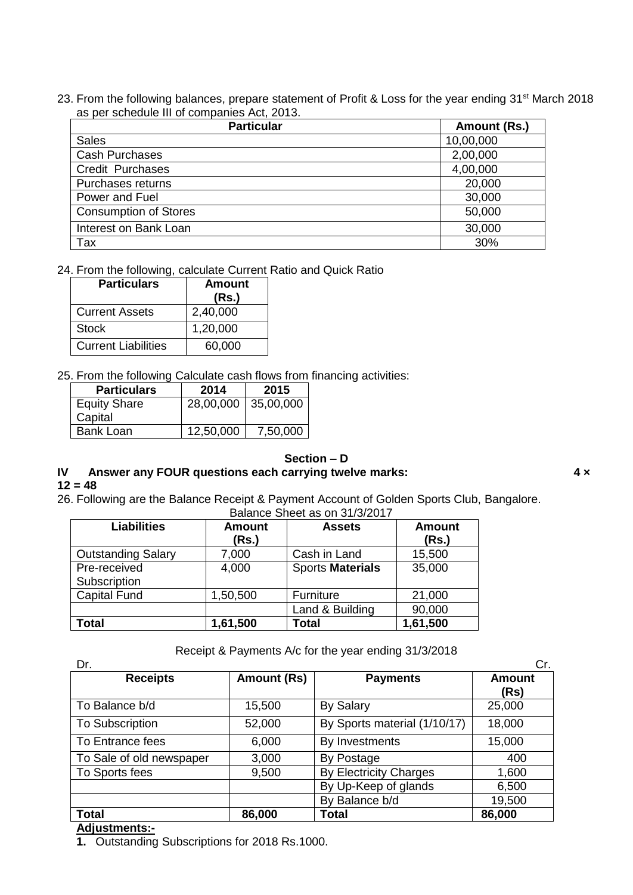23. From the following balances, prepare statement of Profit & Loss for the year ending 31st March 2018 as per schedule III of companies Act, 2013.

| Particular | Amount (Rs.) |
|---|---|
| Sales | 10,00,000 |
| Cash Purchases | 2,00,000 |
| Credit Purchases | 4,00,000 |
| Purchases returns | 20,000 |
| Power and Fuel | 30,000 |
| Consumption of Stores | 50,000 |
| Interest on Bank Loan | 30,000 |
| Tax | 30% |

24. From the following, calculate Current Ratio and Quick Ratio

| Particulars | Amount (Rs.) |
|---|---|
| Current Assets | 2,40,000 |
| Stock | 1,20,000 |
| Current Liabilities | 60,000 |

25. From the following Calculate cash flows from financing activities:

| Particulars | 2014 | 2015 |
|---|---|---|
| Equity Share Capital | 28,00,000 | 35,00,000 |
| Bank Loan | 12,50,000 | 7,50,000 |

## Section – D

**IV Answer any FOUR questions each carrying twelve marks: 4 × 12 = 48**

26. Following are the Balance Receipt & Payment Account of Golden Sports Club, Bangalore.

Balance Sheet as on 31/3/2017

| Liabilities | Amount (Rs.) | Assets | Amount (Rs.) |
|---|---|---|---|
| Outstanding Salary | 7,000 | Cash in Land | 15,500 |
| Pre-received Subscription | 4,000 | Sports **Materials** | 35,000 |
| Capital Fund | 1,50,500 | Furniture | 21,000 |
| | | Land & Building | 90,000 |
| **Total** | **1,61,500** | **Total** | **1,61,500** |

Receipt & Payments A/c for the year ending 31/3/2018

Dr. Cr.

| Receipts | Amount (Rs) | Payments | Amount (Rs) |
|---|---|---|---|
| To Balance b/d | 15,500 | By Salary | 25,000 |
| To Subscription | 52,000 | By Sports material (1/10/17) | 18,000 |
| To Entrance fees | 6,000 | By Investments | 15,000 |
| To Sale of old newspaper | 3,000 | By Postage | 400 |
| To Sports fees | 9,500 | By Electricity Charges | 1,600 |
| | | By Up-Keep of glands | 6,500 |
| | | By Balance b/d | 19,500 |
| **Total** | **86,000** | **Total** | **86,000** |

**Adjustments:-**

1. Outstanding Subscriptions for 2018 Rs.1000.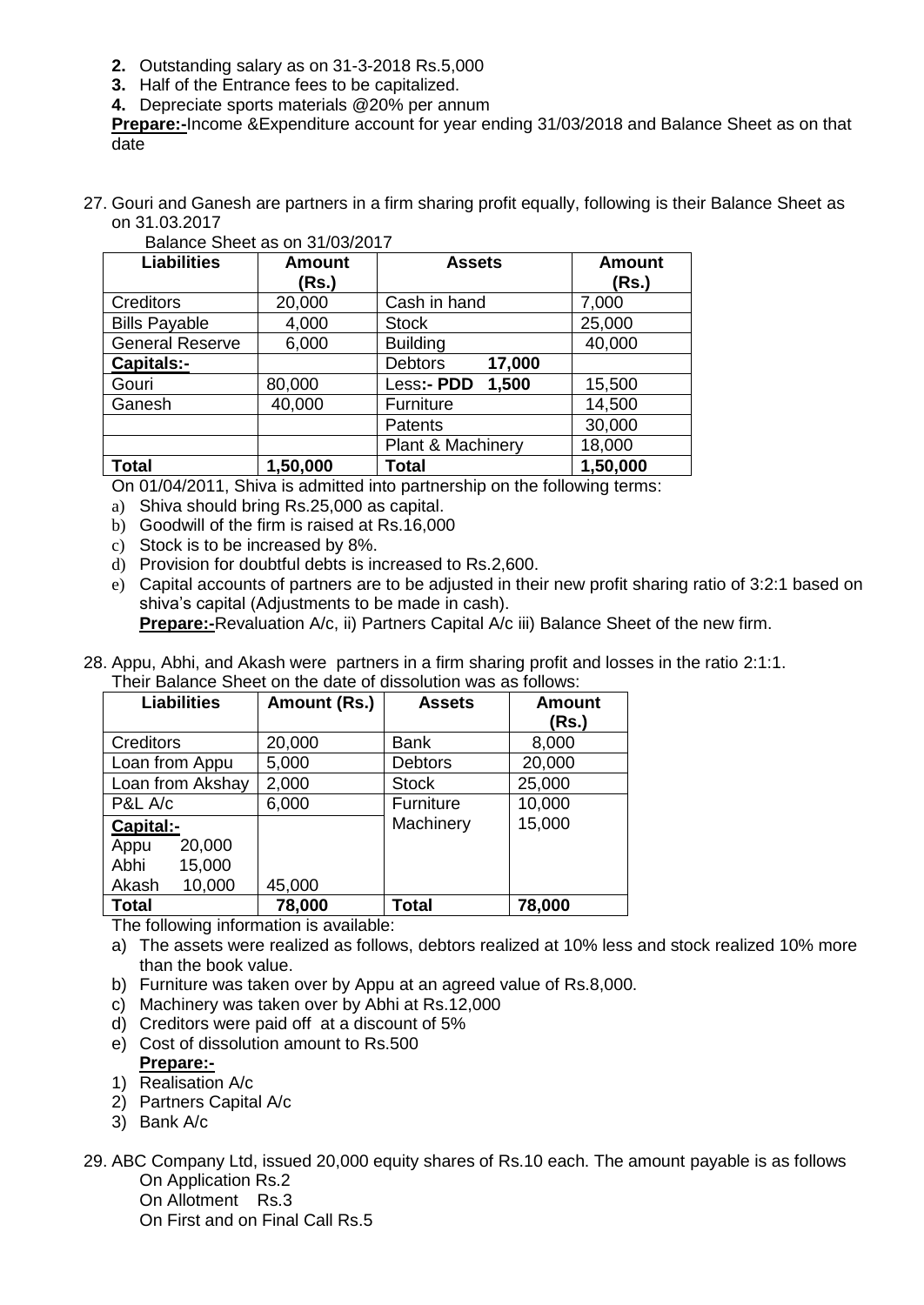2. Outstanding salary as on 31-3-2018 Rs.5,000
3. Half of the Entrance fees to be capitalized.
4. Depreciate sports materials @20% per annum

**Prepare:-**Income &Expenditure account for year ending 31/03/2018 and Balance Sheet as on that date

27. Gouri and Ganesh are partners in a firm sharing profit equally, following is their Balance Sheet as on 31.03.2017

Balance Sheet as on 31/03/2017

| Liabilities | Amount (Rs.) | Assets | Amount (Rs.) |
|---|---|---|---|
| Creditors | 20,000 | Cash in hand | 7,000 |
| Bills Payable | 4,000 | Stock | 25,000 |
| General Reserve | 6,000 | Building | 40,000 |
| **Capitals:-** | | Debtors **17,000** | |
| Gouri | 80,000 | Less**:- PDD 1,500** | 15,500 |
| Ganesh | 40,000 | Furniture | 14,500 |
| | | Patents | 30,000 |
| | | Plant & Machinery | 18,000 |
| **Total** | **1,50,000** | **Total** | **1,50,000** |

On 01/04/2011, Shiva is admitted into partnership on the following terms:

a) Shiva should bring Rs.25,000 as capital.
b) Goodwill of the firm is raised at Rs.16,000
c) Stock is to be increased by 8%.
d) Provision for doubtful debts is increased to Rs.2,600.
e) Capital accounts of partners are to be adjusted in their new profit sharing ratio of 3:2:1 based on shiva's capital (Adjustments to be made in cash).

**Prepare:-**Revaluation A/c, ii) Partners Capital A/c iii) Balance Sheet of the new firm.

28. Appu, Abhi, and Akash were partners in a firm sharing profit and losses in the ratio 2:1:1. Their Balance Sheet on the date of dissolution was as follows:

| Liabilities | Amount (Rs.) | Assets | Amount (Rs.) |
|---|---|---|---|
| Creditors | 20,000 | Bank | 8,000 |
| Loan from Appu | 5,000 | Debtors | 20,000 |
| Loan from Akshay | 2,000 | Stock | 25,000 |
| P&L A/c | 6,000 | Furniture | 10,000 |
| **Capital:-** | | Machinery | 15,000 |
| Appu 20,000 | | | |
| Abhi 15,000 | | | |
| Akash 10,000 | 45,000 | | |
| **Total** | **78,000** | **Total** | **78,000** |

The following information is available:

a) The assets were realized as follows, debtors realized at 10% less and stock realized 10% more than the book value.
b) Furniture was taken over by Appu at an agreed value of Rs.8,000.
c) Machinery was taken over by Abhi at Rs.12,000
d) Creditors were paid off at a discount of 5%
e) Cost of dissolution amount to Rs.500

**Prepare:-**

1) Realisation A/c
2) Partners Capital A/c
3) Bank A/c

29. ABC Company Ltd, issued 20,000 equity shares of Rs.10 each. The amount payable is as follows

On Application Rs.2

On Allotment Rs.3

On First and on Final Call Rs.5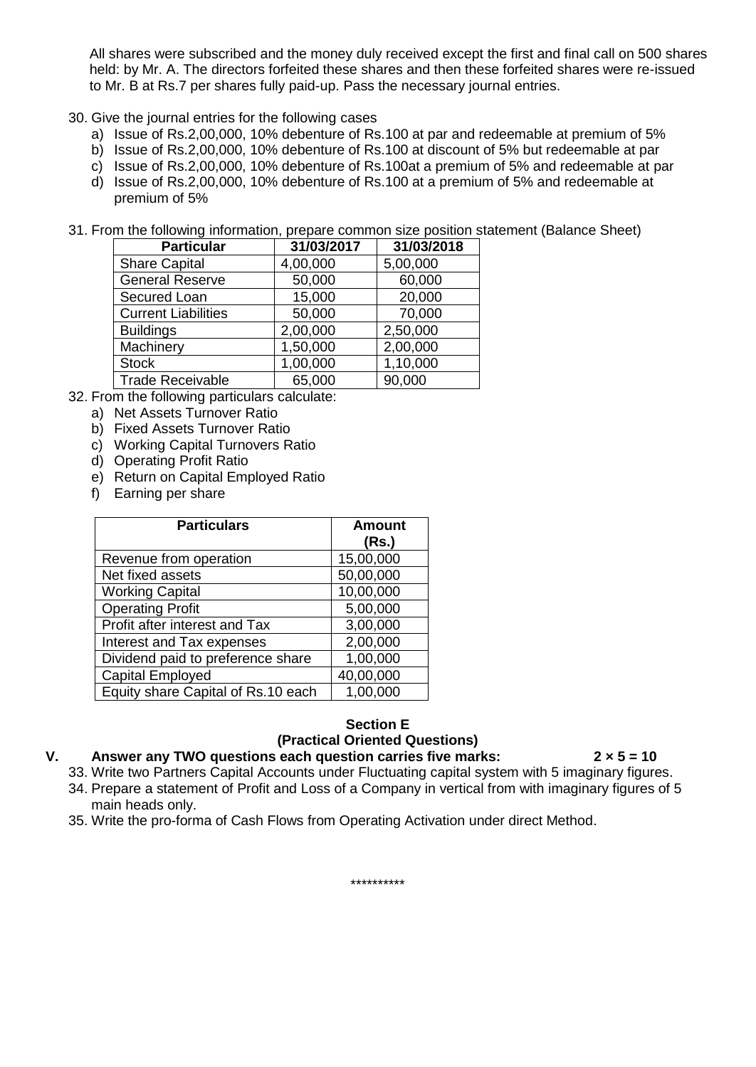All shares were subscribed and the money duly received except the first and final call on 500 shares held: by Mr. A. The directors forfeited these shares and then these forfeited shares were re-issued to Mr. B at Rs.7 per shares fully paid-up. Pass the necessary journal entries.

30. Give the journal entries for the following cases
    a) Issue of Rs.2,00,000, 10% debenture of Rs.100 at par and redeemable at premium of 5%
    b) Issue of Rs.2,00,000, 10% debenture of Rs.100 at discount of 5% but redeemable at par
    c) Issue of Rs.2,00,000, 10% debenture of Rs.100at a premium of 5% and redeemable at par
    d) Issue of Rs.2,00,000, 10% debenture of Rs.100 at a premium of 5% and redeemable at premium of 5%

31. From the following information, prepare common size position statement (Balance Sheet)

| Particular | 31/03/2017 | 31/03/2018 |
|---|---|---|
| Share Capital | 4,00,000 | 5,00,000 |
| General Reserve | 50,000 | 60,000 |
| Secured Loan | 15,000 | 20,000 |
| Current Liabilities | 50,000 | 70,000 |
| Buildings | 2,00,000 | 2,50,000 |
| Machinery | 1,50,000 | 2,00,000 |
| Stock | 1,00,000 | 1,10,000 |
| Trade Receivable | 65,000 | 90,000 |

32. From the following particulars calculate:
    a) Net Assets Turnover Ratio
    b) Fixed Assets Turnover Ratio
    c) Working Capital Turnovers Ratio
    d) Operating Profit Ratio
    e) Return on Capital Employed Ratio
    f) Earning per share

| Particulars | Amount (Rs.) |
|---|---|
| Revenue from operation | 15,00,000 |
| Net fixed assets | 50,00,000 |
| Working Capital | 10,00,000 |
| Operating Profit | 5,00,000 |
| Profit after interest and Tax | 3,00,000 |
| Interest and Tax expenses | 2,00,000 |
| Dividend paid to preference share | 1,00,000 |
| Capital Employed | 40,00,000 |
| Equity share Capital of Rs.10 each | 1,00,000 |

## Section E
### (Practical Oriented Questions)

**V. Answer any TWO questions each question carries five marks: 2 × 5 = 10**

33. Write two Partners Capital Accounts under Fluctuating capital system with 5 imaginary figures.
34. Prepare a statement of Profit and Loss of a Company in vertical from with imaginary figures of 5 main heads only.
35. Write the pro-forma of Cash Flows from Operating Activation under direct Method.

**********